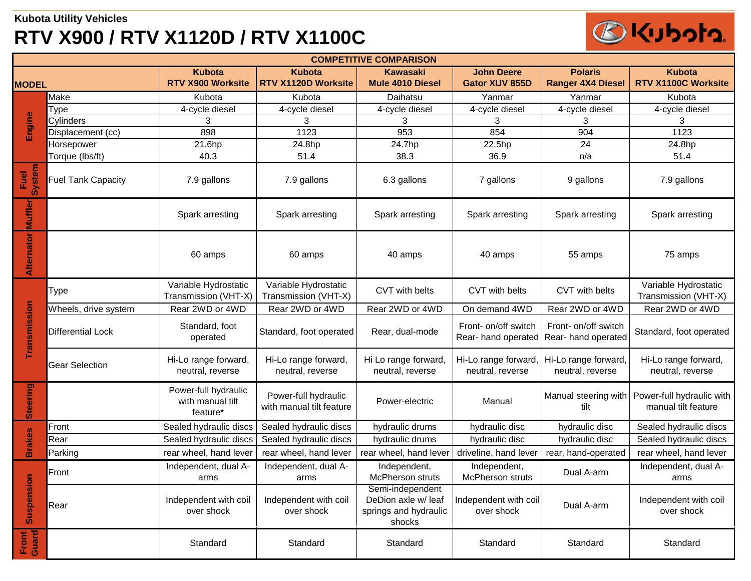**Kubota Utility Vehicles**

# RTV X900 / RTV X1120D / RTV X1100C

| COMPETITIVE COMPARISON | | | | | | | |
|---|---|---|---|---|---|---|---|
| **MODEL** | | **Kubota RTV X900 Worksite** | **Kubota RTV X1120D Worksite** | **Kawasaki Mule 4010 Diesel** | **John Deere Gator XUV 855D** | **Polaris Ranger 4X4 Diesel** | **Kubota RTV X1100C Worksite** |
| **Engine** | Make | Kubota | Kubota | Daihatsu | Yanmar | Yanmar | Kubota |
| | Type | 4-cycle diesel | 4-cycle diesel | 4-cycle diesel | 4-cycle diesel | 4-cycle diesel | 4-cycle diesel |
| | Cylinders | 3 | 3 | 3 | 3 | 3 | 3 |
| | Displacement (cc) | 898 | 1123 | 953 | 854 | 904 | 1123 |
| | Horsepower | 21.6hp | 24.8hp | 24.7hp | 22.5hp | 24 | 24.8hp |
| | Torque (lbs/ft) | 40.3 | 51.4 | 38.3 | 36.9 | n/a | 51.4 |
| **Fuel System** | Fuel Tank Capacity | 7.9 gallons | 7.9 gallons | 6.3 gallons | 7 gallons | 9 gallons | 7.9 gallons |
| **Muffler** | | Spark arresting | Spark arresting | Spark arresting | Spark arresting | Spark arresting | Spark arresting |
| **Alternator** | | 60 amps | 60 amps | 40 amps | 40 amps | 55 amps | 75 amps |
| **Transmission** | Type | Variable Hydrostatic Transmission (VHT-X) | Variable Hydrostatic Transmission (VHT-X) | CVT with belts | CVT with belts | CVT with belts | Variable Hydrostatic Transmission (VHT-X) |
| | Wheels, drive system | Rear 2WD or 4WD | Rear 2WD or 4WD | Rear 2WD or 4WD | On demand 4WD | Rear 2WD or 4WD | Rear 2WD or 4WD |
| | Differential Lock | Standard, foot operated | Standard, foot operated | Rear, dual-mode | Front- on/off switch Rear- hand operated | Front- on/off switch Rear- hand operated | Standard, foot operated |
| | Gear Selection | Hi-Lo range forward, neutral, reverse | Hi-Lo range forward, neutral, reverse | Hi Lo range forward, neutral, reverse | Hi-Lo range forward, neutral, reverse | Hi-Lo range forward, neutral, reverse | Hi-Lo range forward, neutral, reverse |
| **Steering** | | Power-full hydraulic with manual tilt feature* | Power-full hydraulic with manual tilt feature | Power-electric | Manual | Manual steering with tilt | Power-full hydraulic with manual tilt feature |
| **Brakes** | Front | Sealed hydraulic discs | Sealed hydraulic discs | hydraulic drums | hydraulic disc | hydraulic disc | Sealed hydraulic discs |
| | Rear | Sealed hydraulic discs | Sealed hydraulic discs | hydraulic drums | hydraulic disc | hydraulic disc | Sealed hydraulic discs |
| | Parking | rear wheel, hand lever | rear wheel, hand lever | rear wheel, hand lever | driveline, hand lever | rear, hand-operated | rear wheel, hand lever |
| **Suspension** | Front | Independent, dual A-arms | Independent, dual A-arms | Independent, McPherson struts | Independent, McPherson struts | Dual A-arm | Independent, dual A-arms |
| | Rear | Independent with coil over shock | Independent with coil over shock | Semi-independent DeDion axle w/ leaf springs and hydraulic shocks | Independent with coil over shock | Dual A-arm | Independent with coil over shock |
| **Front Guard** | | Standard | Standard | Standard | Standard | Standard | Standard |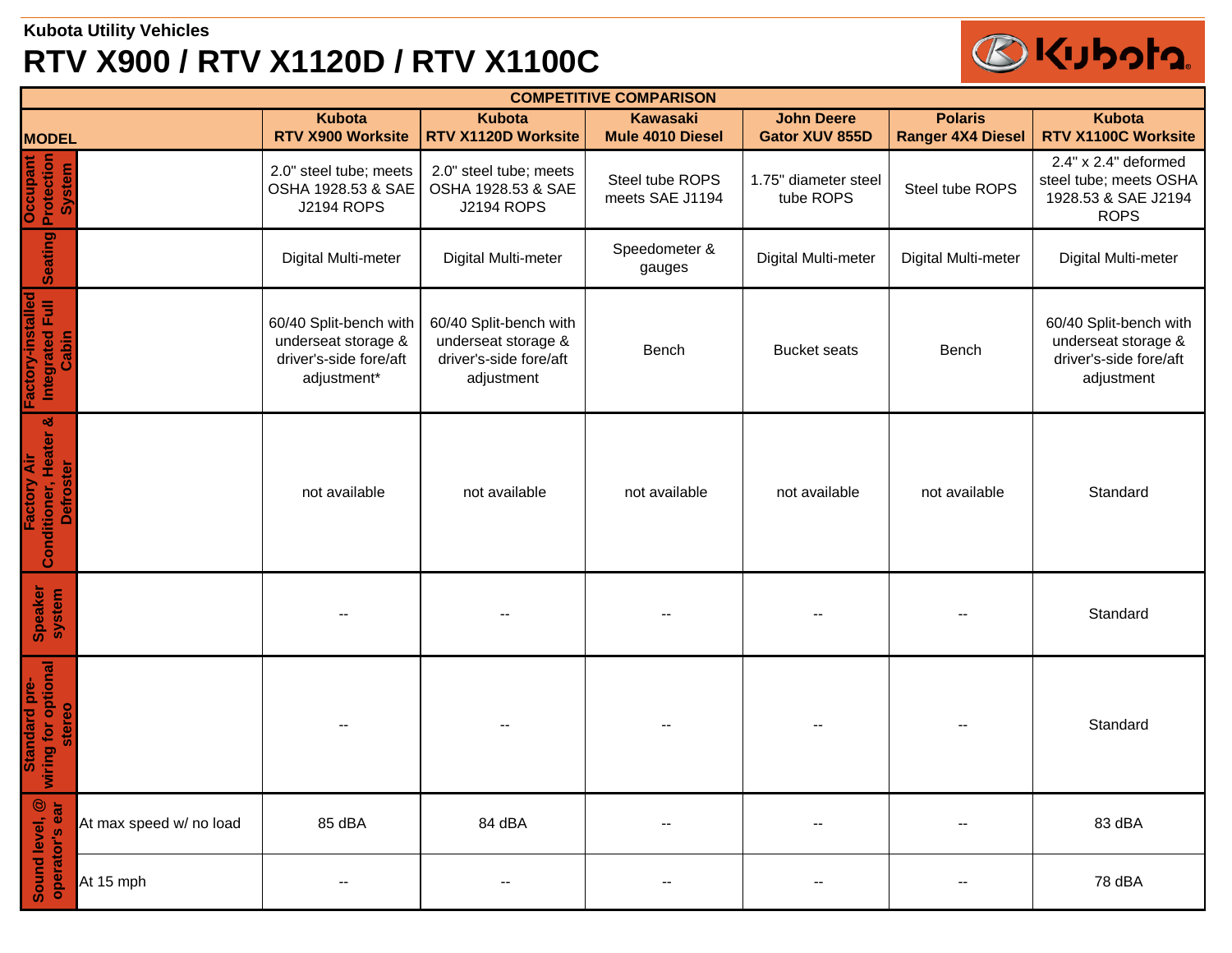**Kubota Utility Vehicles**

# RTV X900 / RTV X1120D / RTV X1100C

| COMPETITIVE COMPARISON | | | | | | | |
|---|---|---|---|---|---|---|---|
| MODEL | | Kubota RTV X900 Worksite | Kubota RTV X1120D Worksite | Kawasaki Mule 4010 Diesel | John Deere Gator XUV 855D | Polaris Ranger 4X4 Diesel | Kubota RTV X1100C Worksite |
| Occupant Protection System | | 2.0" steel tube; meets OSHA 1928.53 & SAE J2194 ROPS | 2.0" steel tube; meets OSHA 1928.53 & SAE J2194 ROPS | Steel tube ROPS meets SAE J1194 | 1.75" diameter steel tube ROPS | Steel tube ROPS | 2.4" x 2.4" deformed steel tube; meets OSHA 1928.53 & SAE J2194 ROPS |
| Seating | | Digital Multi-meter | Digital Multi-meter | Speedometer & gauges | Digital Multi-meter | Digital Multi-meter | Digital Multi-meter |
| Factory-installed Integrated Full Cabin | | 60/40 Split-bench with underseat storage & driver's-side fore/aft adjustment* | 60/40 Split-bench with underseat storage & driver's-side fore/aft adjustment | Bench | Bucket seats | Bench | 60/40 Split-bench with underseat storage & driver's-side fore/aft adjustment |
| Factory Air Conditioner, Heater & Defroster | | not available | not available | not available | not available | not available | Standard |
| Speaker system | | -- | -- | -- | -- | -- | Standard |
| Standard pre-wiring for optional stereo | | -- | -- | -- | -- | -- | Standard |
| Sound level, @ operator's ear | At max speed w/ no load | 85 dBA | 84 dBA | -- | -- | -- | 83 dBA |
| | At 15 mph | -- | -- | -- | -- | -- | 78 dBA |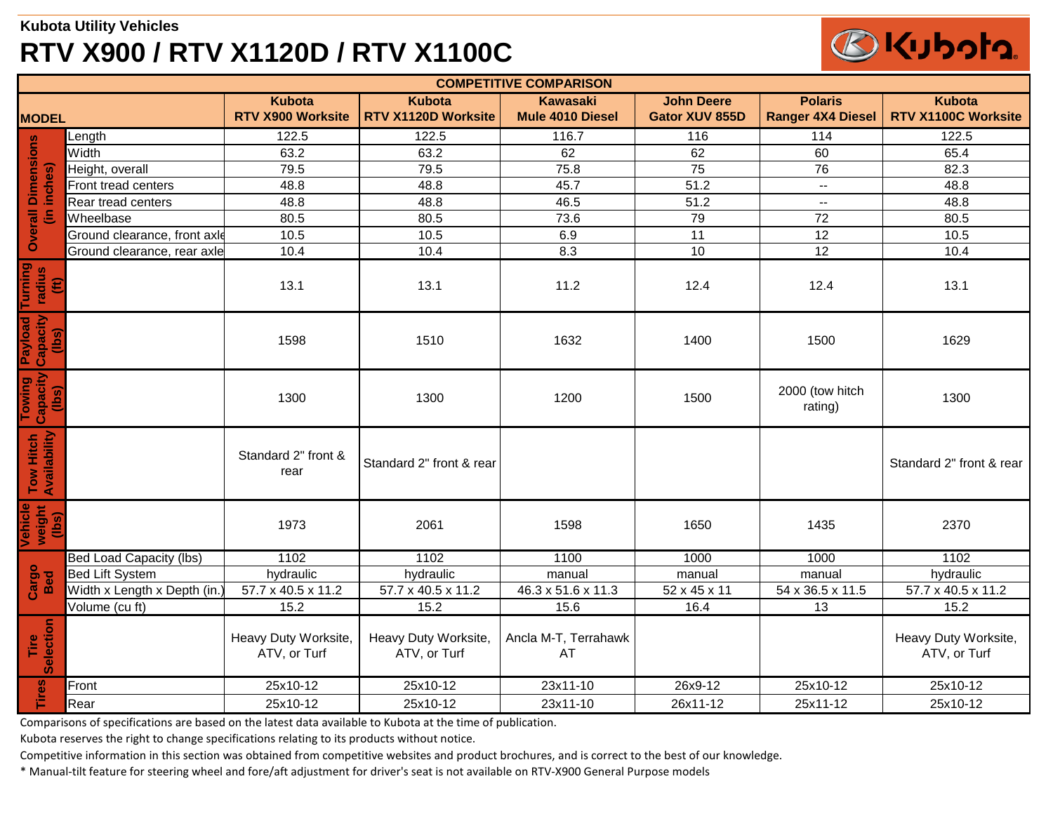## Kubota Utility Vehicles

# RTV X900 / RTV X1120D / RTV X1100C

| COMPETITIVE COMPARISON | | | | | | | |
|---|---|---|---|---|---|---|---|
| MODEL | | Kubota RTV X900 Worksite | Kubota RTV X1120D Worksite | Kawasaki Mule 4010 Diesel | John Deere Gator XUV 855D | Polaris Ranger 4X4 Diesel | Kubota RTV X1100C Worksite |
| Overall Dimensions (in inches) | Length | 122.5 | 122.5 | 116.7 | 116 | 114 | 122.5 |
| | Width | 63.2 | 63.2 | 62 | 62 | 60 | 65.4 |
| | Height, overall | 79.5 | 79.5 | 75.8 | 75 | 76 | 82.3 |
| | Front tread centers | 48.8 | 48.8 | 45.7 | 51.2 | -- | 48.8 |
| | Rear tread centers | 48.8 | 48.8 | 46.5 | 51.2 | -- | 48.8 |
| | Wheelbase | 80.5 | 80.5 | 73.6 | 79 | 72 | 80.5 |
| | Ground clearance, front axle | 10.5 | 10.5 | 6.9 | 11 | 12 | 10.5 |
| | Ground clearance, rear axle | 10.4 | 10.4 | 8.3 | 10 | 12 | 10.4 |
| Turning radius (ft) | | 13.1 | 13.1 | 11.2 | 12.4 | 12.4 | 13.1 |
| Payload Capacity (lbs) | | 1598 | 1510 | 1632 | 1400 | 1500 | 1629 |
| Towing Capacity (lbs) | | 1300 | 1300 | 1200 | 1500 | 2000 (tow hitch rating) | 1300 |
| Tow Hitch Availability | | Standard 2" front & rear | Standard 2" front & rear | | | | Standard 2" front & rear |
| Vehicle weight (lbs) | | 1973 | 2061 | 1598 | 1650 | 1435 | 2370 |
| Cargo Bed | Bed Load Capacity (lbs) | 1102 | 1102 | 1100 | 1000 | 1000 | 1102 |
| | Bed Lift System | hydraulic | hydraulic | manual | manual | manual | hydraulic |
| | Width x Length x Depth (in.) | 57.7 x 40.5 x 11.2 | 57.7 x 40.5 x 11.2 | 46.3 x 51.6 x 11.3 | 52 x 45 x 11 | 54 x 36.5 x 11.5 | 57.7 x 40.5 x 11.2 |
| | Volume (cu ft) | 15.2 | 15.2 | 15.6 | 16.4 | 13 | 15.2 |
| Tire Selection | | Heavy Duty Worksite, ATV, or Turf | Heavy Duty Worksite, ATV, or Turf | Ancla M-T, Terrahawk AT | | | Heavy Duty Worksite, ATV, or Turf |
| Tires | Front | 25x10-12 | 25x10-12 | 23x11-10 | 26x9-12 | 25x10-12 | 25x10-12 |
| | Rear | 25x10-12 | 25x10-12 | 23x11-10 | 26x11-12 | 25x11-12 | 25x10-12 |

Comparisons of specifications are based on the latest data available to Kubota at the time of publication.

Kubota reserves the right to change specifications relating to its products without notice.

Competitive information in this section was obtained from competitive websites and product brochures, and is correct to the best of our knowledge.

* Manual-tilt feature for steering wheel and fore/aft adjustment for driver's seat is not available on RTV-X900 General Purpose models